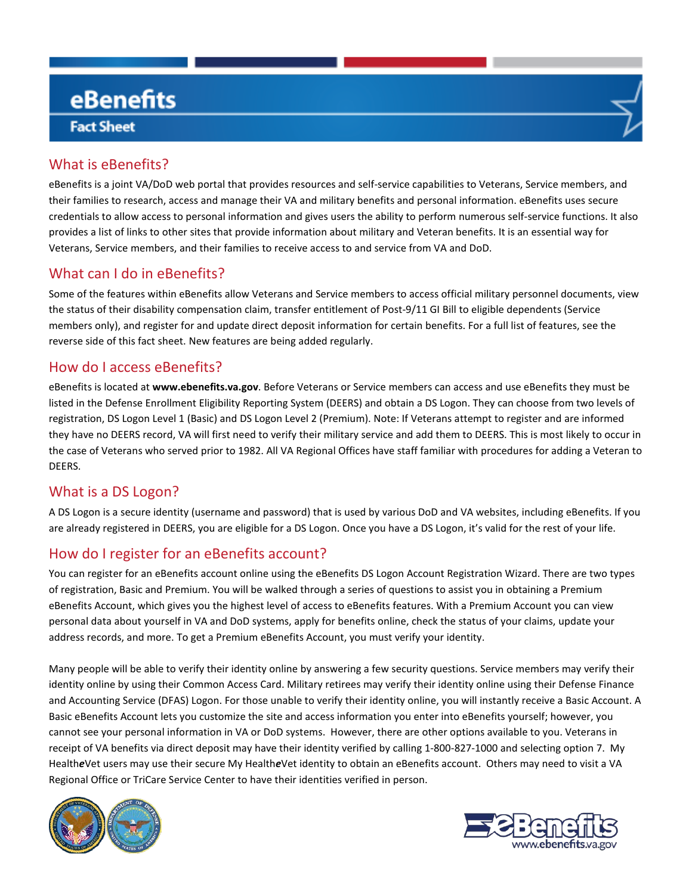# eBenefits

## Fact Sheet

## What is eBenefits?

eBenefits is a joint VA/DoD web portal that provides resources and self-service capabilities to Veterans, Service members, and their families to research, access and manage their VA and military benefits and personal information. eBenefits uses secure credentials to allow access to personal information and gives users the ability to perform numerous self-service functions. It also provides a list of links to other sites that provide information about military and Veteran benefits. It is an essential way for Veterans, Service members, and their families to receive access to and service from VA and DoD.

## What can I do in eBenefits?

Some of the features within eBenefits allow Veterans and Service members to access official military personnel documents, view the status of their disability compensation claim, transfer entitlement of Post-9/11 GI Bill to eligible dependents (Service members only), and register for and update direct deposit information for certain benefits. For a full list of features, see the reverse side of this fact sheet. New features are being added regularly.

## How do I access eBenefits?

eBenefits is located at **www.ebenefits.va.gov**. Before Veterans or Service members can access and use eBenefits they must be listed in the Defense Enrollment Eligibility Reporting System (DEERS) and obtain a DS Logon. They can choose from two levels of registration, DS Logon Level 1 (Basic) and DS Logon Level 2 (Premium). Note: If Veterans attempt to register and are informed they have no DEERS record, VA will first need to verify their military service and add them to DEERS. This is most likely to occur in the case of Veterans who served prior to 1982. All VA Regional Offices have staff familiar with procedures for adding a Veteran to DEERS.

## What is a DS Logon?

A DS Logon is a secure identity (username and password) that is used by various DoD and VA websites, including eBenefits. If you are already registered in DEERS, you are eligible for a DS Logon. Once you have a DS Logon, it's valid for the rest of your life.

## How do I register for an eBenefits account?

You can register for an eBenefits account online using the eBenefits DS Logon Account Registration Wizard. There are two types of registration, Basic and Premium. You will be walked through a series of questions to assist you in obtaining a Premium eBenefits Account, which gives you the highest level of access to eBenefits features. With a Premium Account you can view personal data about yourself in VA and DoD systems, apply for benefits online, check the status of your claims, update your address records, and more. To get a Premium eBenefits Account, you must verify your identity.

Many people will be able to verify their identity online by answering a few security questions. Service members may verify their identity online by using their Common Access Card. Military retirees may verify their identity online using their Defense Finance and Accounting Service (DFAS) Logon. For those unable to verify their identity online, you will instantly receive a Basic Account. A Basic eBenefits Account lets you customize the site and access information you enter into eBenefits yourself; however, you cannot see your personal information in VA or DoD systems. However, there are other options available to you. Veterans in receipt of VA benefits via direct deposit may have their identity verified by calling 1-800-827-1000 and selecting option 7. My Health*e*Vet users may use their secure My Health*e*Vet identity to obtain an eBenefits account. Others may need to visit a VA Regional Office or TriCare Service Center to have their identities verified in person.

eBenefits
www.ebenefits.va.gov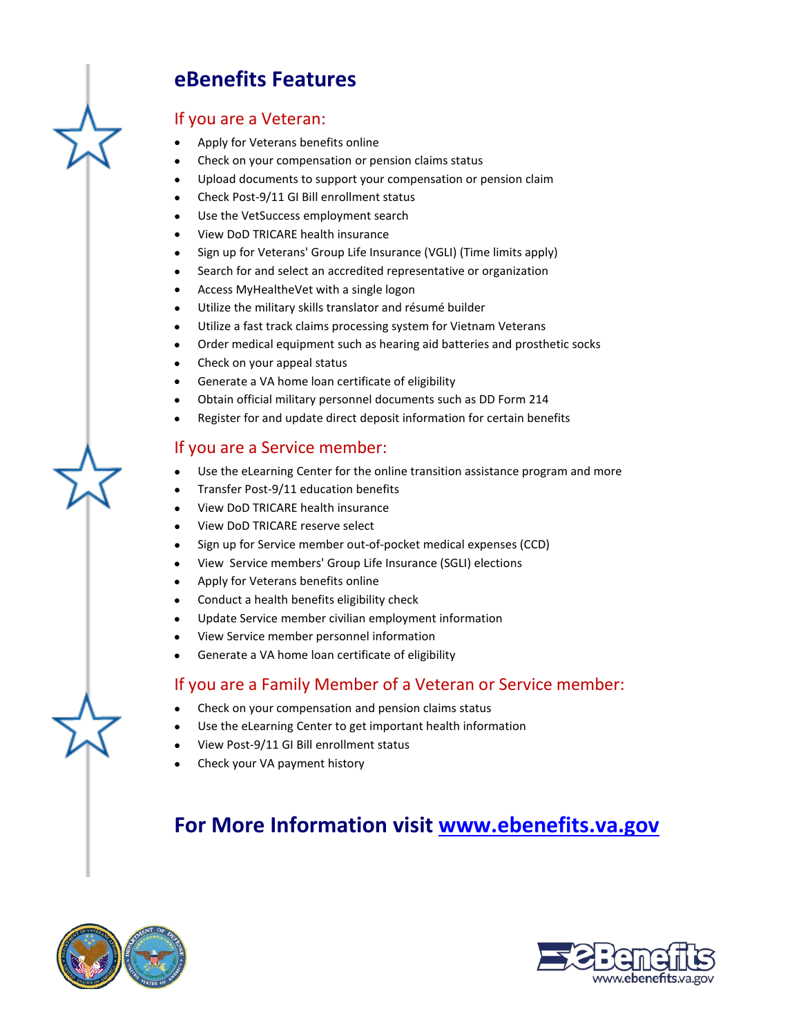# eBenefits Features

## If you are a Veteran:

- Apply for Veterans benefits online
- Check on your compensation or pension claims status
- Upload documents to support your compensation or pension claim
- Check Post-9/11 GI Bill enrollment status
- Use the VetSuccess employment search
- View DoD TRICARE health insurance
- Sign up for Veterans' Group Life Insurance (VGLI) (Time limits apply)
- Search for and select an accredited representative or organization
- Access MyHealtheVet with a single logon
- Utilize the military skills translator and résumé builder
- Utilize a fast track claims processing system for Vietnam Veterans
- Order medical equipment such as hearing aid batteries and prosthetic socks
- Check on your appeal status
- Generate a VA home loan certificate of eligibility
- Obtain official military personnel documents such as DD Form 214
- Register for and update direct deposit information for certain benefits

## If you are a Service member:

- Use the eLearning Center for the online transition assistance program and more
- Transfer Post-9/11 education benefits
- View DoD TRICARE health insurance
- View DoD TRICARE reserve select
- Sign up for Service member out-of-pocket medical expenses (CCD)
- View Service members' Group Life Insurance (SGLI) elections
- Apply for Veterans benefits online
- Conduct a health benefits eligibility check
- Update Service member civilian employment information
- View Service member personnel information
- Generate a VA home loan certificate of eligibility

## If you are a Family Member of a Veteran or Service member:

- Check on your compensation and pension claims status
- Use the eLearning Center to get important health information
- View Post-9/11 GI Bill enrollment status
- Check your VA payment history

# For More Information visit www.ebenefits.va.gov

eBenefits
www.ebenefits.va.gov